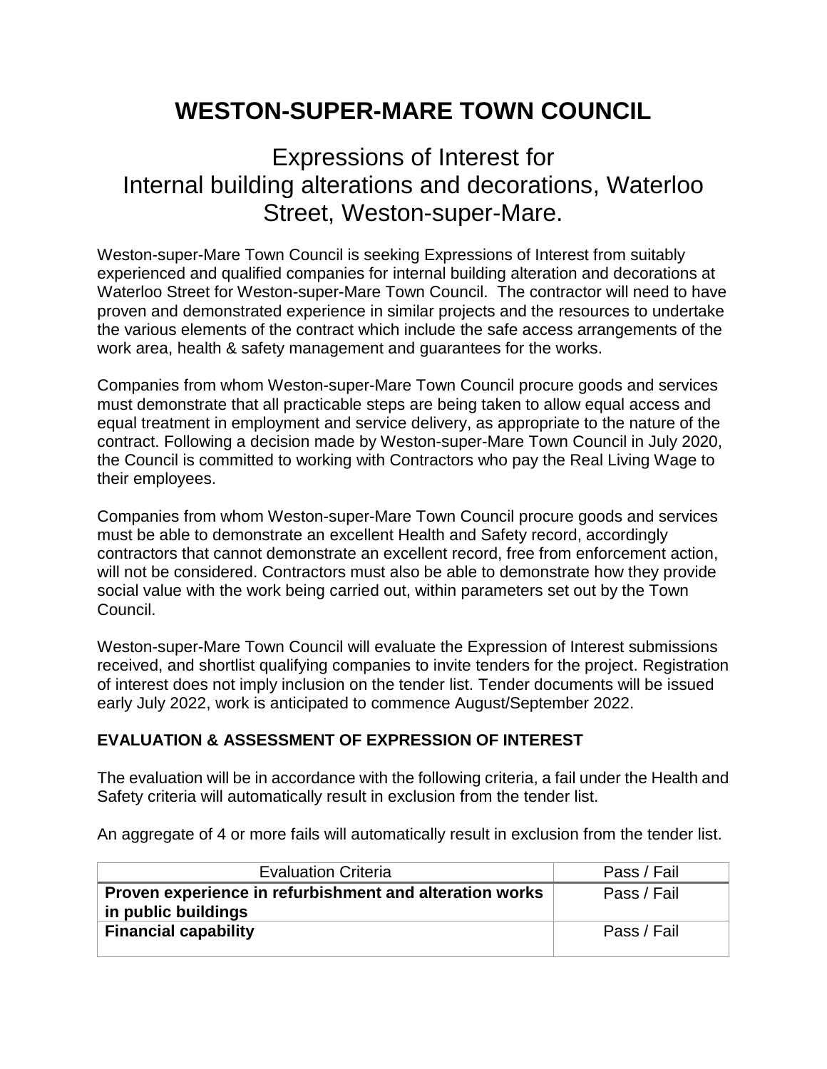# WESTON-SUPER-MARE TOWN COUNCIL

## Expressions of Interest for Internal building alterations and decorations, Waterloo Street, Weston-super-Mare.

Weston-super-Mare Town Council is seeking Expressions of Interest from suitably experienced and qualified companies for internal building alteration and decorations at Waterloo Street for Weston-super-Mare Town Council. The contractor will need to have proven and demonstrated experience in similar projects and the resources to undertake the various elements of the contract which include the safe access arrangements of the work area, health & safety management and guarantees for the works.

Companies from whom Weston-super-Mare Town Council procure goods and services must demonstrate that all practicable steps are being taken to allow equal access and equal treatment in employment and service delivery, as appropriate to the nature of the contract. Following a decision made by Weston-super-Mare Town Council in July 2020, the Council is committed to working with Contractors who pay the Real Living Wage to their employees.

Companies from whom Weston-super-Mare Town Council procure goods and services must be able to demonstrate an excellent Health and Safety record, accordingly contractors that cannot demonstrate an excellent record, free from enforcement action, will not be considered. Contractors must also be able to demonstrate how they provide social value with the work being carried out, within parameters set out by the Town Council.

Weston-super-Mare Town Council will evaluate the Expression of Interest submissions received, and shortlist qualifying companies to invite tenders for the project. Registration of interest does not imply inclusion on the tender list. Tender documents will be issued early July 2022, work is anticipated to commence August/September 2022.

### EVALUATION & ASSESSMENT OF EXPRESSION OF INTEREST

The evaluation will be in accordance with the following criteria, a fail under the Health and Safety criteria will automatically result in exclusion from the tender list.

An aggregate of 4 or more fails will automatically result in exclusion from the tender list.

| Evaluation Criteria | Pass / Fail |
|---|---|
| **Proven experience in refurbishment and alteration works in public buildings** | Pass / Fail |
| **Financial capability** | Pass / Fail |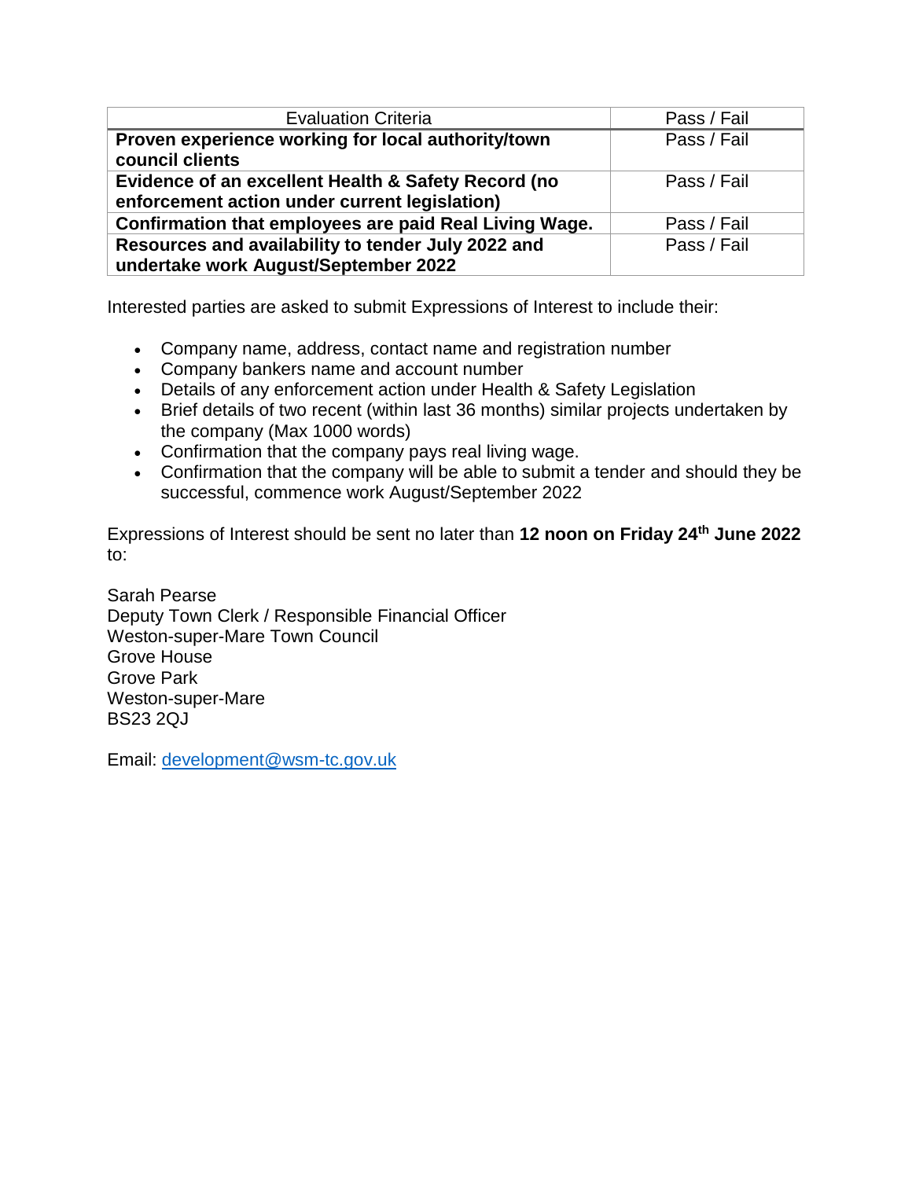| Evaluation Criteria | Pass / Fail |
| --- | --- |
| **Proven experience working for local authority/town council clients** | Pass / Fail |
| **Evidence of an excellent Health & Safety Record (no enforcement action under current legislation)** | Pass / Fail |
| **Confirmation that employees are paid Real Living Wage.** | Pass / Fail |
| **Resources and availability to tender July 2022 and undertake work August/September 2022** | Pass / Fail |

Interested parties are asked to submit Expressions of Interest to include their:

- Company name, address, contact name and registration number
- Company bankers name and account number
- Details of any enforcement action under Health & Safety Legislation
- Brief details of two recent (within last 36 months) similar projects undertaken by the company (Max 1000 words)
- Confirmation that the company pays real living wage.
- Confirmation that the company will be able to submit a tender and should they be successful, commence work August/September 2022

Expressions of Interest should be sent no later than **12 noon on Friday 24th June 2022** to:

Sarah Pearse
Deputy Town Clerk / Responsible Financial Officer
Weston-super-Mare Town Council
Grove House
Grove Park
Weston-super-Mare
BS23 2QJ

Email: development@wsm-tc.gov.uk